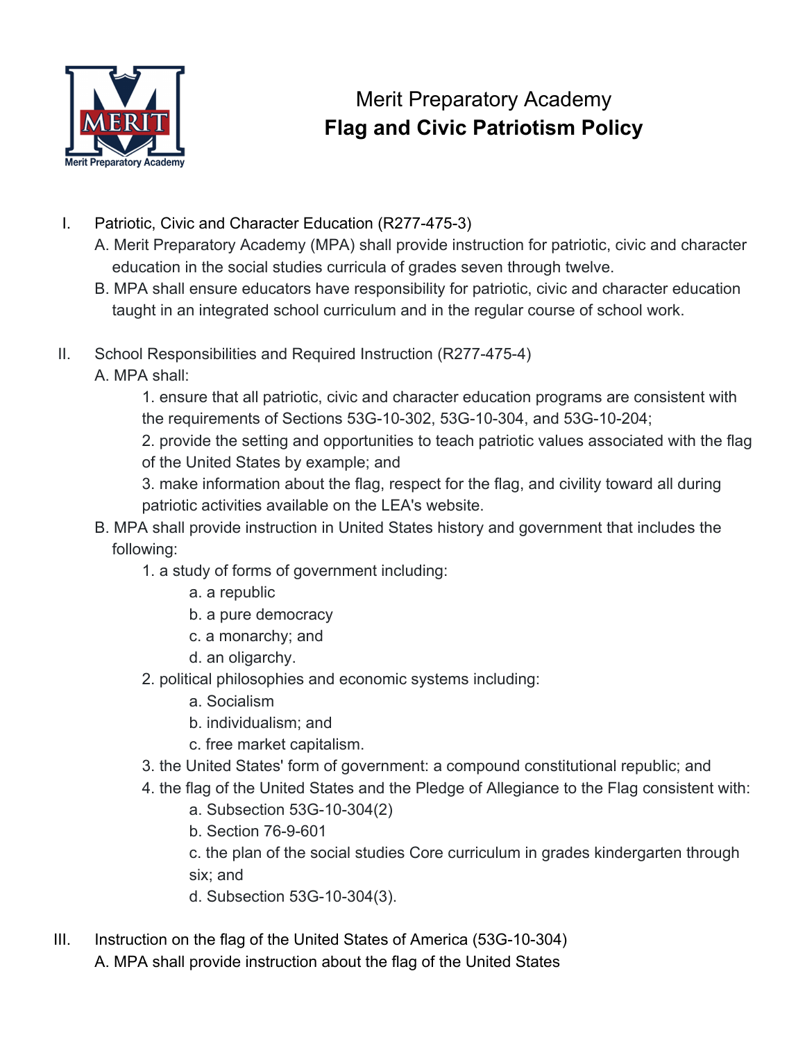# Merit Preparatory Academy
## Flag and Civic Patriotism Policy

I. Patriotic, Civic and Character Education (R277-475-3)

A. Merit Preparatory Academy (MPA) shall provide instruction for patriotic, civic and character education in the social studies curricula of grades seven through twelve.

B. MPA shall ensure educators have responsibility for patriotic, civic and character education taught in an integrated school curriculum and in the regular course of school work.

II. School Responsibilities and Required Instruction (R277-475-4)

A. MPA shall:

1. ensure that all patriotic, civic and character education programs are consistent with the requirements of Sections 53G-10-302, 53G-10-304, and 53G-10-204;
2. provide the setting and opportunities to teach patriotic values associated with the flag of the United States by example; and
3. make information about the flag, respect for the flag, and civility toward all during patriotic activities available on the LEA's website.

B. MPA shall provide instruction in United States history and government that includes the following:

1. a study of forms of government including:
    - a. a republic
    - b. a pure democracy
    - c. a monarchy; and
    - d. an oligarchy.
2. political philosophies and economic systems including:
    - a. Socialism
    - b. individualism; and
    - c. free market capitalism.
3. the United States' form of government: a compound constitutional republic; and
4. the flag of the United States and the Pledge of Allegiance to the Flag consistent with:
    - a. Subsection 53G-10-304(2)
    - b. Section 76-9-601
    - c. the plan of the social studies Core curriculum in grades kindergarten through six; and
    - d. Subsection 53G-10-304(3).

III. Instruction on the flag of the United States of America (53G-10-304)

A. MPA shall provide instruction about the flag of the United States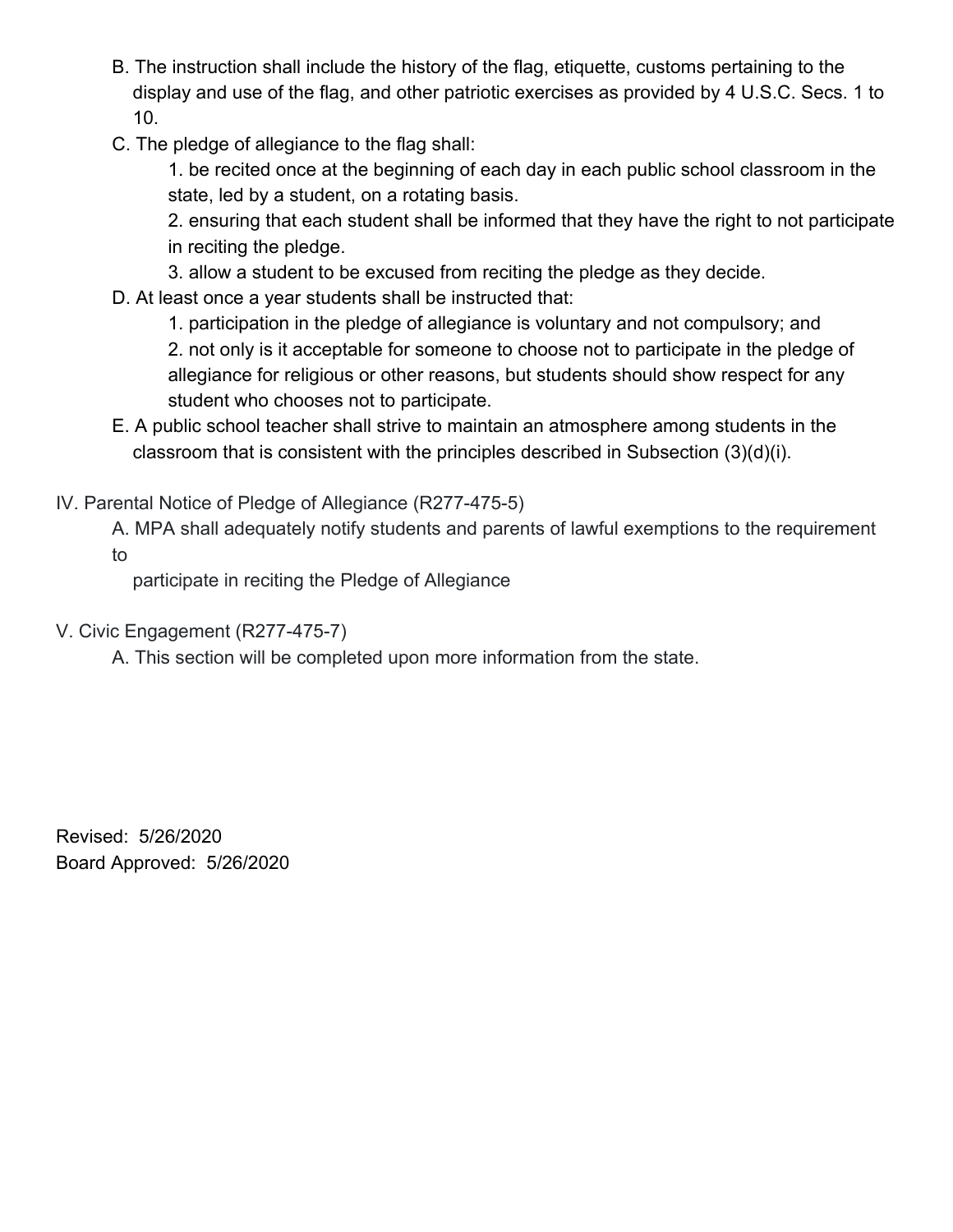B. The instruction shall include the history of the flag, etiquette, customs pertaining to the display and use of the flag, and other patriotic exercises as provided by 4 U.S.C. Secs. 1 to 10.

C. The pledge of allegiance to the flag shall:

1. be recited once at the beginning of each day in each public school classroom in the state, led by a student, on a rotating basis.
2. ensuring that each student shall be informed that they have the right to not participate in reciting the pledge.
3. allow a student to be excused from reciting the pledge as they decide.

D. At least once a year students shall be instructed that:

1. participation in the pledge of allegiance is voluntary and not compulsory; and
2. not only is it acceptable for someone to choose not to participate in the pledge of allegiance for religious or other reasons, but students should show respect for any student who chooses not to participate.

E. A public school teacher shall strive to maintain an atmosphere among students in the classroom that is consistent with the principles described in Subsection (3)(d)(i).

IV. Parental Notice of Pledge of Allegiance (R277-475-5)

A. MPA shall adequately notify students and parents of lawful exemptions to the requirement to participate in reciting the Pledge of Allegiance

V. Civic Engagement (R277-475-7)

A. This section will be completed upon more information from the state.

Revised: 5/26/2020
Board Approved: 5/26/2020